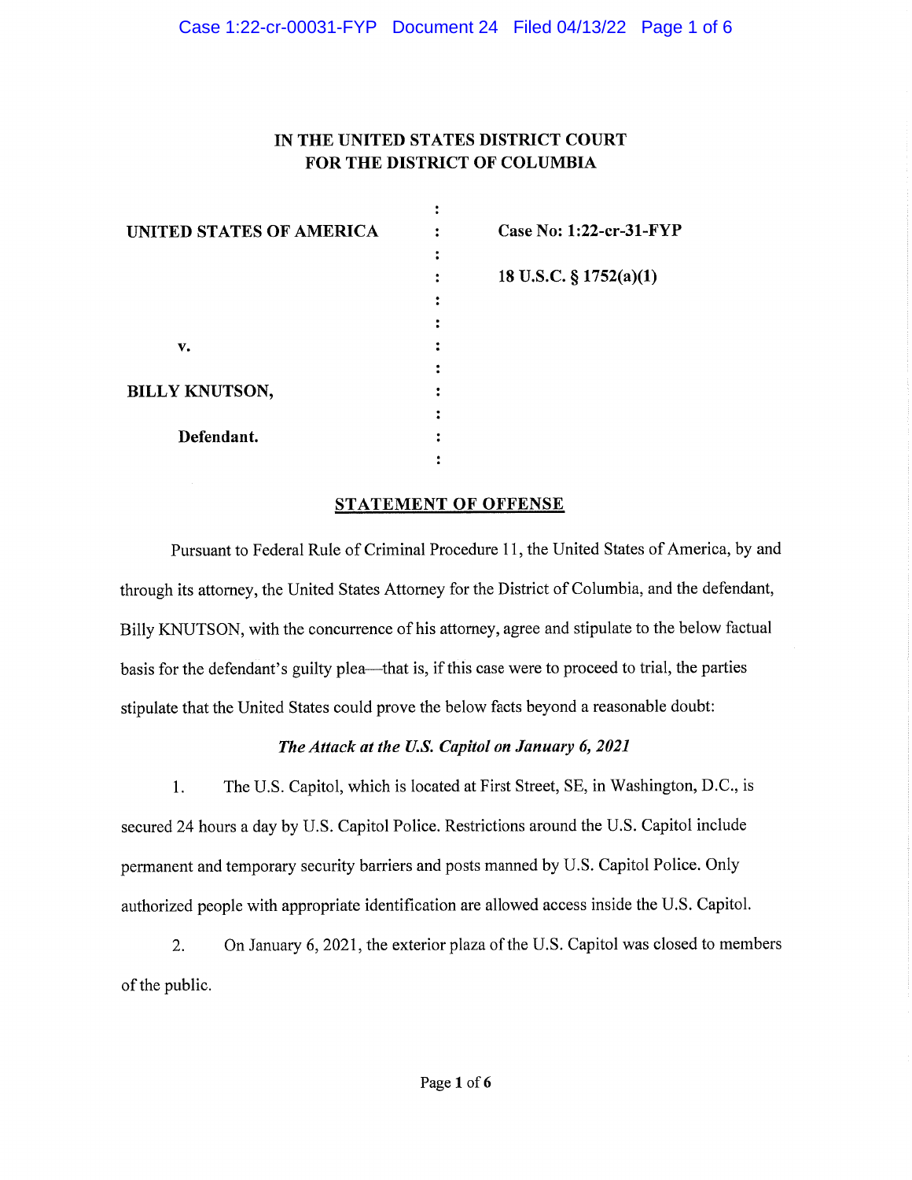**IN THE UNITED STATES DISTRICT COURT**
**FOR THE DISTRICT OF COLUMBIA**

| | | |
|---|---|---|
| **UNITED STATES OF AMERICA** | : | **Case No: 1:22-cr-31-FYP** |
| | : | **18 U.S.C. § 1752(a)(1)** |
| **v.** | : | |
| **BILLY KNUTSON,** | : | |
| **Defendant.** | : | |

## STATEMENT OF OFFENSE

Pursuant to Federal Rule of Criminal Procedure 11, the United States of America, by and through its attorney, the United States Attorney for the District of Columbia, and the defendant, Billy KNUTSON, with the concurrence of his attorney, agree and stipulate to the below factual basis for the defendant's guilty plea—that is, if this case were to proceed to trial, the parties stipulate that the United States could prove the below facts beyond a reasonable doubt:

### *The Attack at the U.S. Capitol on January 6, 2021*

1. The U.S. Capitol, which is located at First Street, SE, in Washington, D.C., is secured 24 hours a day by U.S. Capitol Police. Restrictions around the U.S. Capitol include permanent and temporary security barriers and posts manned by U.S. Capitol Police. Only authorized people with appropriate identification are allowed access inside the U.S. Capitol.

2. On January 6, 2021, the exterior plaza of the U.S. Capitol was closed to members of the public.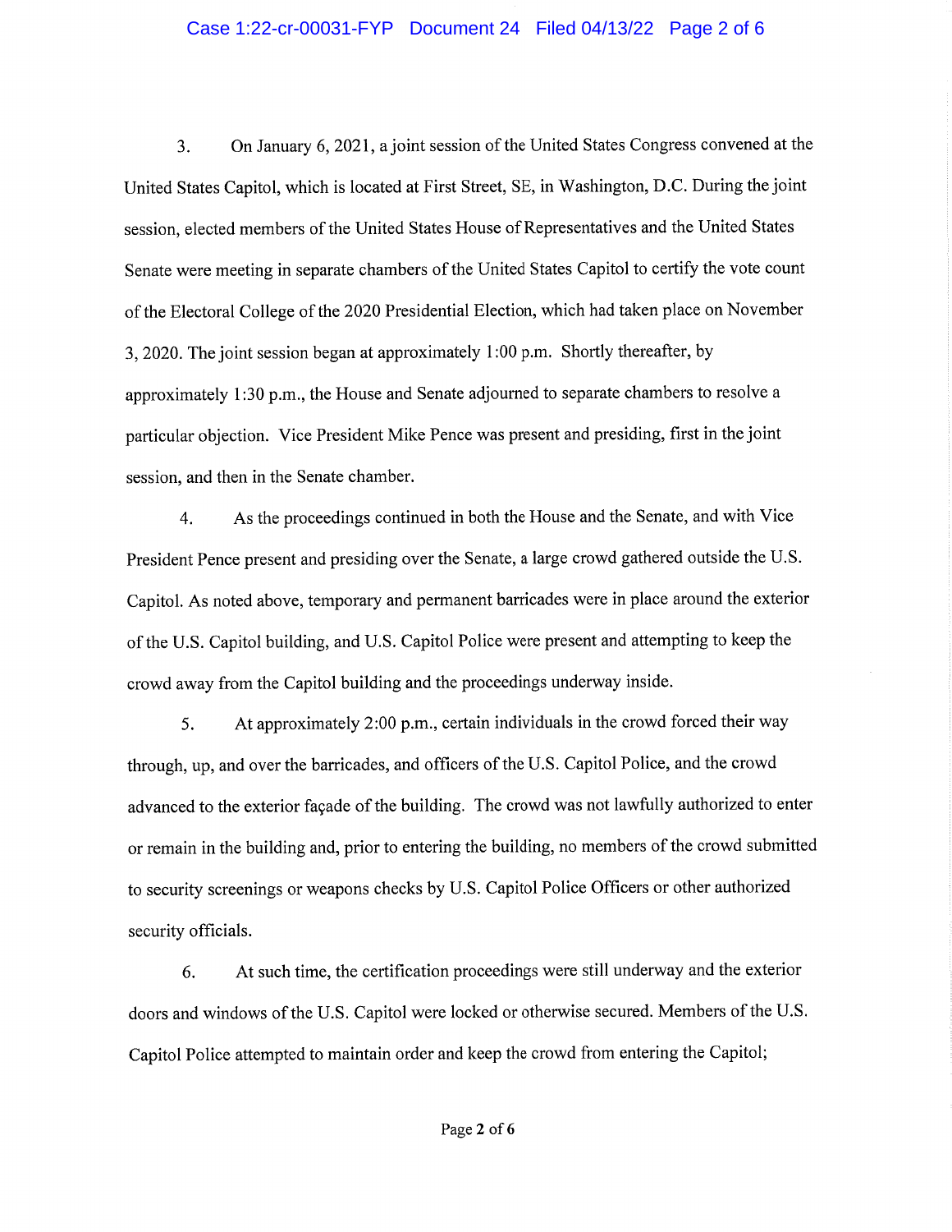3. On January 6, 2021, a joint session of the United States Congress convened at the United States Capitol, which is located at First Street, SE, in Washington, D.C. During the joint session, elected members of the United States House of Representatives and the United States Senate were meeting in separate chambers of the United States Capitol to certify the vote count of the Electoral College of the 2020 Presidential Election, which had taken place on November 3, 2020. The joint session began at approximately 1:00 p.m. Shortly thereafter, by approximately 1:30 p.m., the House and Senate adjourned to separate chambers to resolve a particular objection. Vice President Mike Pence was present and presiding, first in the joint session, and then in the Senate chamber.

4. As the proceedings continued in both the House and the Senate, and with Vice President Pence present and presiding over the Senate, a large crowd gathered outside the U.S. Capitol. As noted above, temporary and permanent barricades were in place around the exterior of the U.S. Capitol building, and U.S. Capitol Police were present and attempting to keep the crowd away from the Capitol building and the proceedings underway inside.

5. At approximately 2:00 p.m., certain individuals in the crowd forced their way through, up, and over the barricades, and officers of the U.S. Capitol Police, and the crowd advanced to the exterior façade of the building. The crowd was not lawfully authorized to enter or remain in the building and, prior to entering the building, no members of the crowd submitted to security screenings or weapons checks by U.S. Capitol Police Officers or other authorized security officials.

6. At such time, the certification proceedings were still underway and the exterior doors and windows of the U.S. Capitol were locked or otherwise secured. Members of the U.S. Capitol Police attempted to maintain order and keep the crowd from entering the Capitol;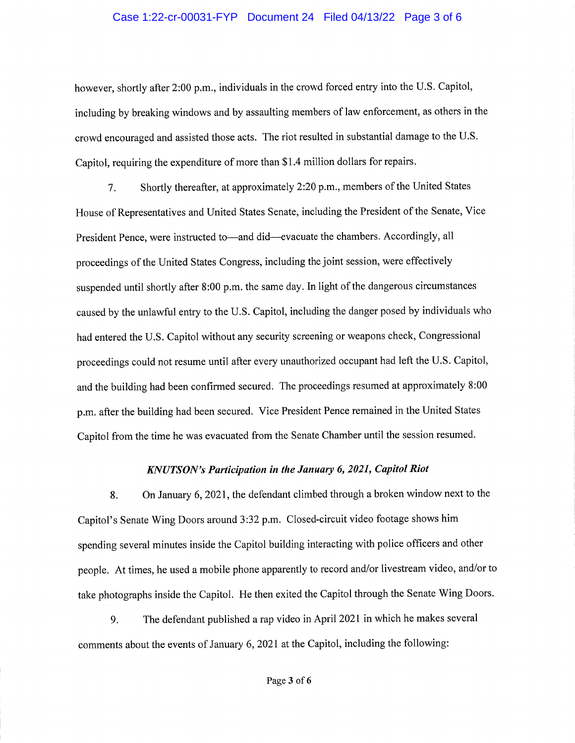however, shortly after 2:00 p.m., individuals in the crowd forced entry into the U.S. Capitol, including by breaking windows and by assaulting members of law enforcement, as others in the crowd encouraged and assisted those acts. The riot resulted in substantial damage to the U.S. Capitol, requiring the expenditure of more than $1.4 million dollars for repairs.

7. Shortly thereafter, at approximately 2:20 p.m., members of the United States House of Representatives and United States Senate, including the President of the Senate, Vice President Pence, were instructed to—and did—evacuate the chambers. Accordingly, all proceedings of the United States Congress, including the joint session, were effectively suspended until shortly after 8:00 p.m. the same day. In light of the dangerous circumstances caused by the unlawful entry to the U.S. Capitol, including the danger posed by individuals who had entered the U.S. Capitol without any security screening or weapons check, Congressional proceedings could not resume until after every unauthorized occupant had left the U.S. Capitol, and the building had been confirmed secured. The proceedings resumed at approximately 8:00 p.m. after the building had been secured. Vice President Pence remained in the United States Capitol from the time he was evacuated from the Senate Chamber until the session resumed.

### *KNUTSON's Participation in the January 6, 2021, Capitol Riot*

8. On January 6, 2021, the defendant climbed through a broken window next to the Capitol's Senate Wing Doors around 3:32 p.m. Closed-circuit video footage shows him spending several minutes inside the Capitol building interacting with police officers and other people. At times, he used a mobile phone apparently to record and/or livestream video, and/or to take photographs inside the Capitol. He then exited the Capitol through the Senate Wing Doors.

9. The defendant published a rap video in April 2021 in which he makes several comments about the events of January 6, 2021 at the Capitol, including the following: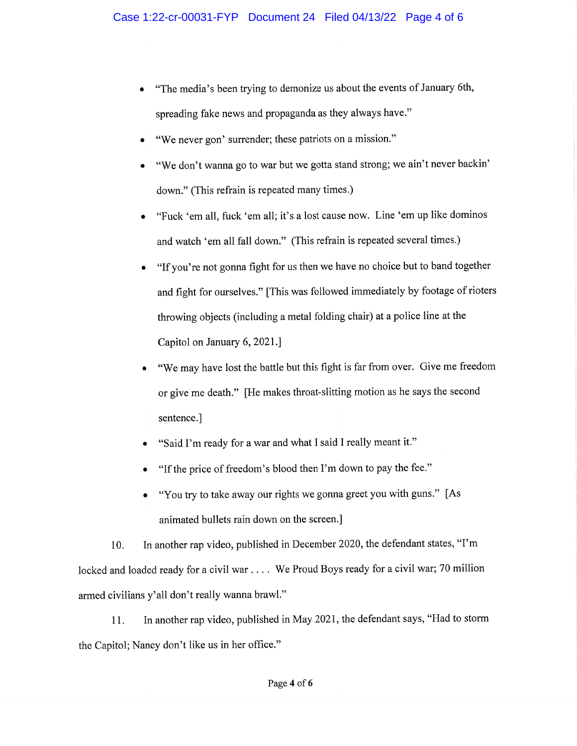- "The media's been trying to demonize us about the events of January 6th, spreading fake news and propaganda as they always have."
- "We never gon' surrender; these patriots on a mission."
- "We don't wanna go to war but we gotta stand strong; we ain't never backin' down." (This refrain is repeated many times.)
- "Fuck 'em all, fuck 'em all; it's a lost cause now. Line 'em up like dominos and watch 'em all fall down." (This refrain is repeated several times.)
- "If you're not gonna fight for us then we have no choice but to band together and fight for ourselves." [This was followed immediately by footage of rioters throwing objects (including a metal folding chair) at a police line at the Capitol on January 6, 2021.]
- "We may have lost the battle but this fight is far from over. Give me freedom or give me death." [He makes throat-slitting motion as he says the second sentence.]
- "Said I'm ready for a war and what I said I really meant it."
- "If the price of freedom's blood then I'm down to pay the fee."
- "You try to take away our rights we gonna greet you with guns." [As animated bullets rain down on the screen.]

10. In another rap video, published in December 2020, the defendant states, "I'm locked and loaded ready for a civil war . . . . We Proud Boys ready for a civil war; 70 million armed civilians y'all don't really wanna brawl."

11. In another rap video, published in May 2021, the defendant says, "Had to storm the Capitol; Nancy don't like us in her office."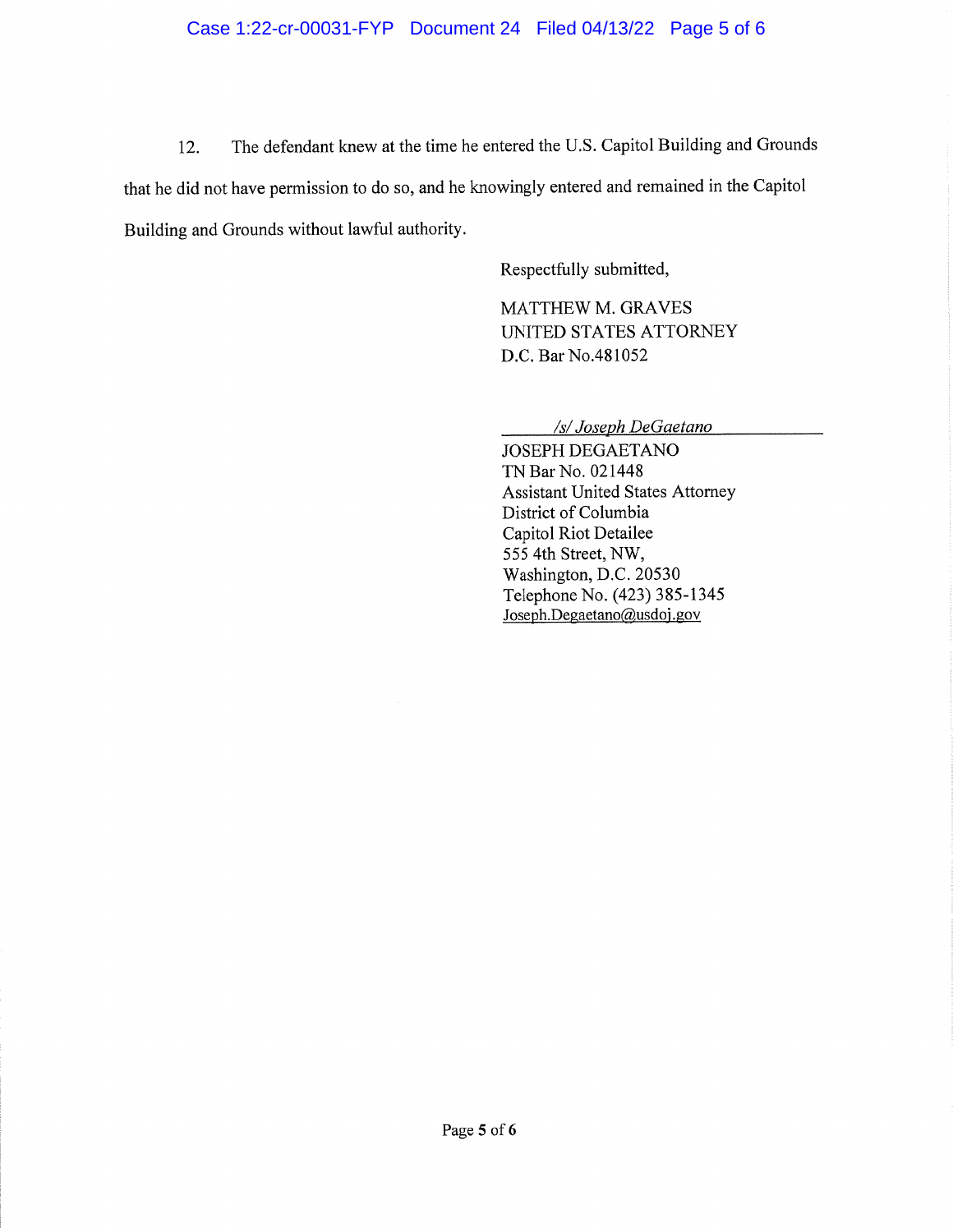12. The defendant knew at the time he entered the U.S. Capitol Building and Grounds that he did not have permission to do so, and he knowingly entered and remained in the Capitol Building and Grounds without lawful authority.

Respectfully submitted,

MATTHEW M. GRAVES
UNITED STATES ATTORNEY
D.C. Bar No.481052

*/s/ Joseph DeGaetano*
JOSEPH DEGAETANO
TN Bar No. 021448
Assistant United States Attorney
District of Columbia
Capitol Riot Detailee
555 4th Street, NW,
Washington, D.C. 20530
Telephone No. (423) 385-1345
Joseph.Degaetano@usdoj.gov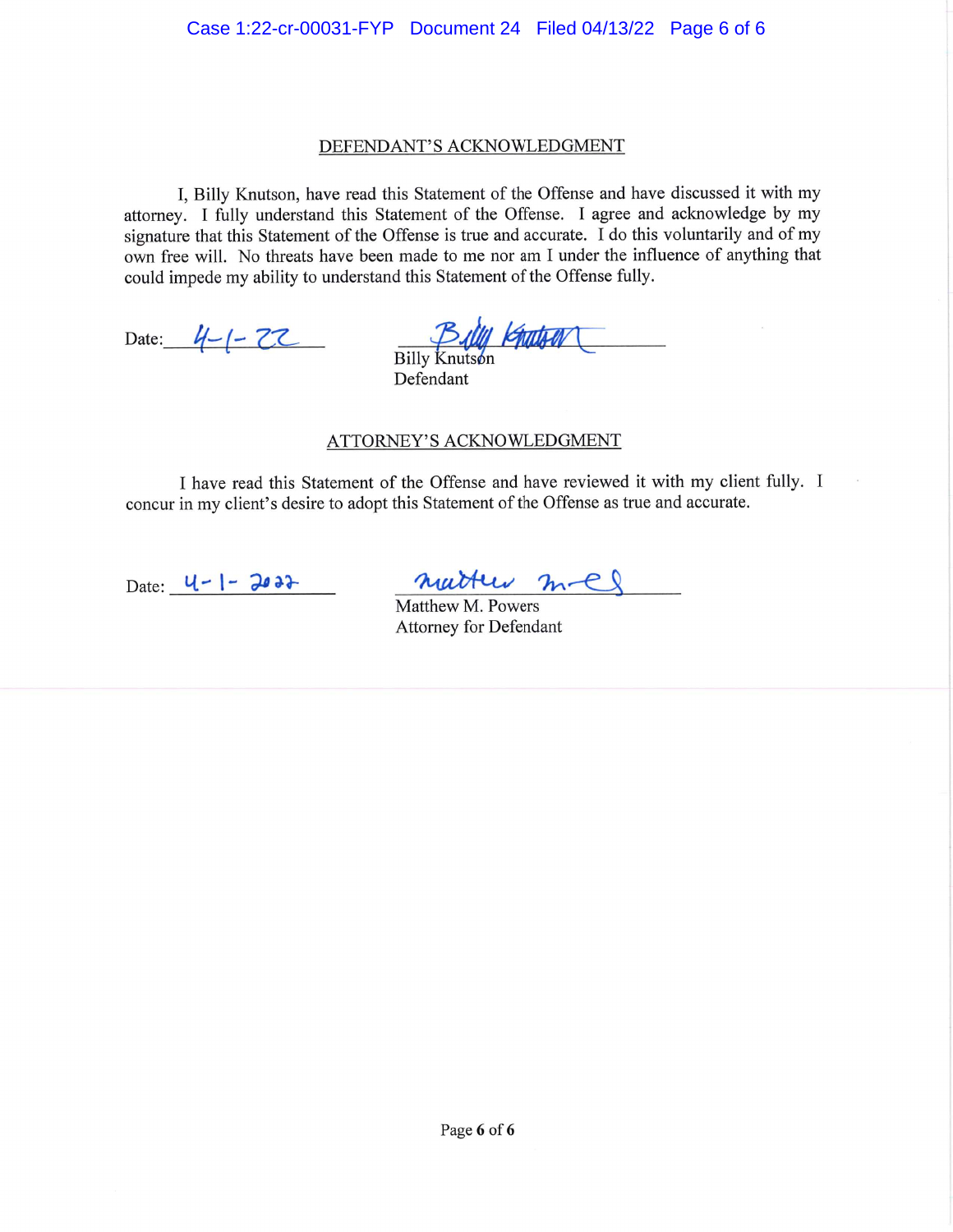## DEFENDANT'S ACKNOWLEDGMENT

I, Billy Knutson, have read this Statement of the Offense and have discussed it with my attorney. I fully understand this Statement of the Offense. I agree and acknowledge by my signature that this Statement of the Offense is true and accurate. I do this voluntarily and of my own free will. No threats have been made to me nor am I under the influence of anything that could impede my ability to understand this Statement of the Offense fully.

Date: 4-1-22

Billy Knutson
Defendant

## ATTORNEY'S ACKNOWLEDGMENT

I have read this Statement of the Offense and have reviewed it with my client fully. I concur in my client's desire to adopt this Statement of the Offense as true and accurate.

Date: 4-1-2022

Matthew M. Powers
Attorney for Defendant